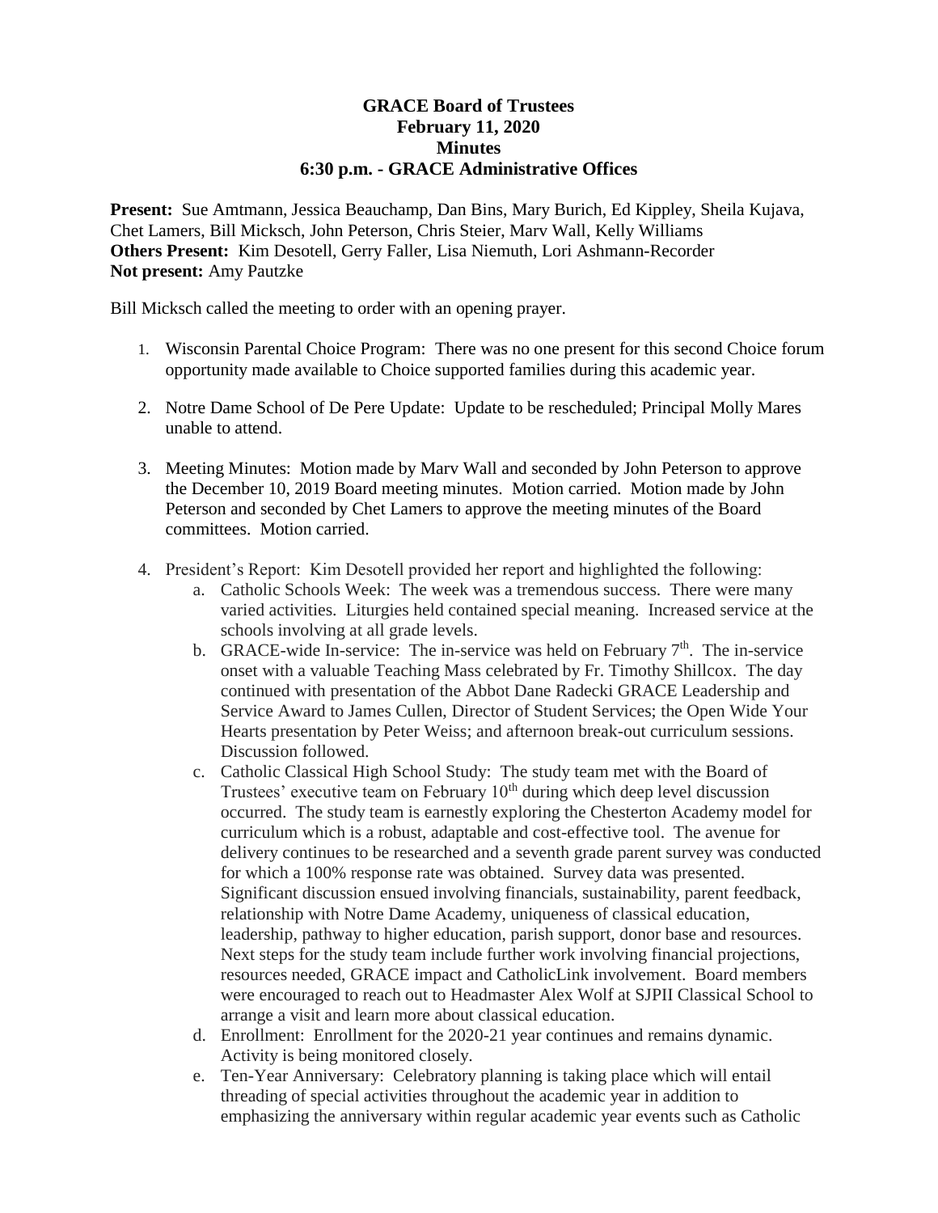**GRACE Board of Trustees**
**February 11, 2020**
**Minutes**
**6:30 p.m. - GRACE Administrative Offices**

**Present:** Sue Amtmann, Jessica Beauchamp, Dan Bins, Mary Burich, Ed Kippley, Sheila Kujava, Chet Lamers, Bill Micksch, John Peterson, Chris Steier, Marv Wall, Kelly Williams
**Others Present:** Kim Desotell, Gerry Faller, Lisa Niemuth, Lori Ashmann-Recorder
**Not present:** Amy Pautzke

Bill Micksch called the meeting to order with an opening prayer.

1. Wisconsin Parental Choice Program: There was no one present for this second Choice forum opportunity made available to Choice supported families during this academic year.

2. Notre Dame School of De Pere Update: Update to be rescheduled; Principal Molly Mares unable to attend.

3. Meeting Minutes: Motion made by Marv Wall and seconded by John Peterson to approve the December 10, 2019 Board meeting minutes. Motion carried. Motion made by John Peterson and seconded by Chet Lamers to approve the meeting minutes of the Board committees. Motion carried.

4. President's Report: Kim Desotell provided her report and highlighted the following:
   a. Catholic Schools Week: The week was a tremendous success. There were many varied activities. Liturgies held contained special meaning. Increased service at the schools involving at all grade levels.
   b. GRACE-wide In-service: The in-service was held on February 7th. The in-service onset with a valuable Teaching Mass celebrated by Fr. Timothy Shillcox. The day continued with presentation of the Abbot Dane Radecki GRACE Leadership and Service Award to James Cullen, Director of Student Services; the Open Wide Your Hearts presentation by Peter Weiss; and afternoon break-out curriculum sessions. Discussion followed.
   c. Catholic Classical High School Study: The study team met with the Board of Trustees' executive team on February 10th during which deep level discussion occurred. The study team is earnestly exploring the Chesterton Academy model for curriculum which is a robust, adaptable and cost-effective tool. The avenue for delivery continues to be researched and a seventh grade parent survey was conducted for which a 100% response rate was obtained. Survey data was presented. Significant discussion ensued involving financials, sustainability, parent feedback, relationship with Notre Dame Academy, uniqueness of classical education, leadership, pathway to higher education, parish support, donor base and resources. Next steps for the study team include further work involving financial projections, resources needed, GRACE impact and CatholicLink involvement. Board members were encouraged to reach out to Headmaster Alex Wolf at SJPII Classical School to arrange a visit and learn more about classical education.
   d. Enrollment: Enrollment for the 2020-21 year continues and remains dynamic. Activity is being monitored closely.
   e. Ten-Year Anniversary: Celebratory planning is taking place which will entail threading of special activities throughout the academic year in addition to emphasizing the anniversary within regular academic year events such as Catholic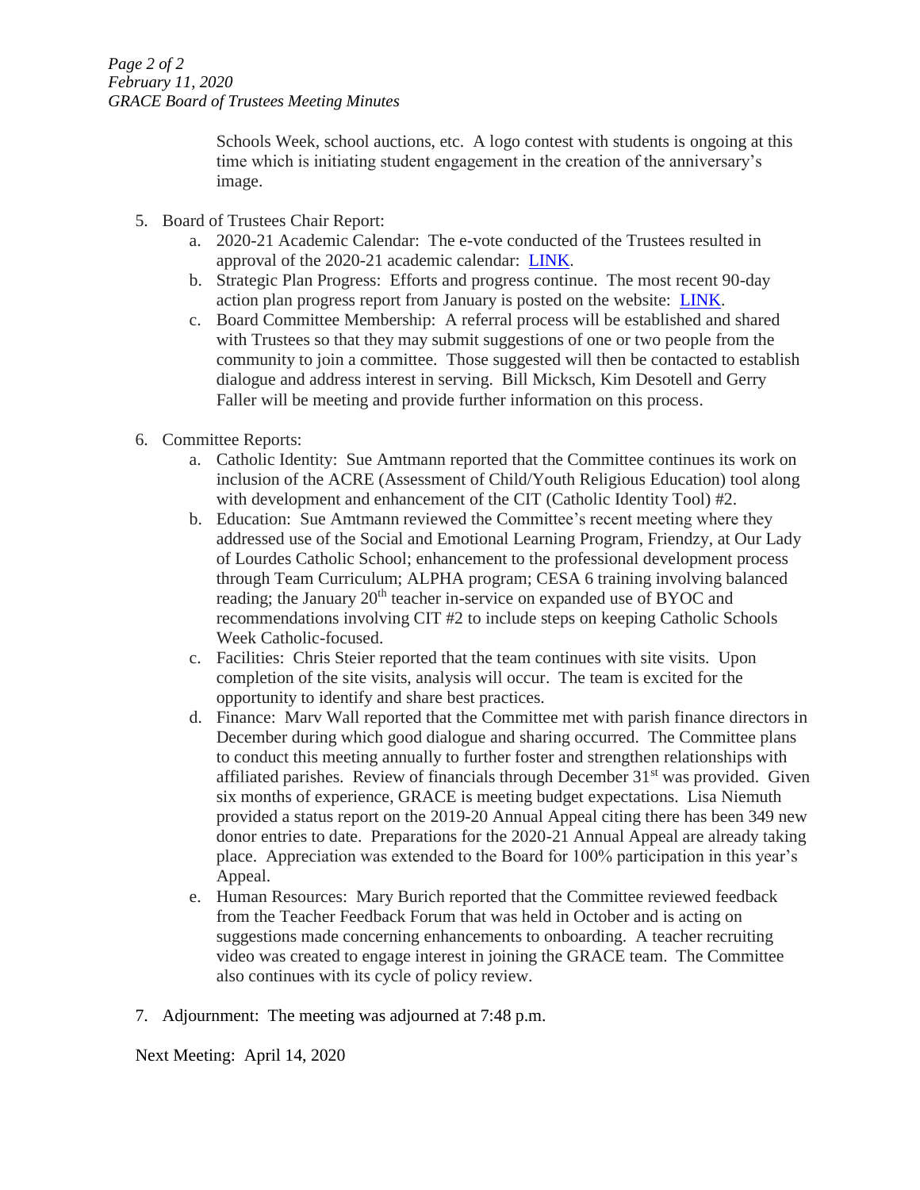Schools Week, school auctions, etc. A logo contest with students is ongoing at this time which is initiating student engagement in the creation of the anniversary's image.

5. Board of Trustees Chair Report:
   a. 2020-21 Academic Calendar: The e-vote conducted of the Trustees resulted in approval of the 2020-21 academic calendar: LINK.
   b. Strategic Plan Progress: Efforts and progress continue. The most recent 90-day action plan progress report from January is posted on the website: LINK.
   c. Board Committee Membership: A referral process will be established and shared with Trustees so that they may submit suggestions of one or two people from the community to join a committee. Those suggested will then be contacted to establish dialogue and address interest in serving. Bill Micksch, Kim Desotell and Gerry Faller will be meeting and provide further information on this process.

6. Committee Reports:
   a. Catholic Identity: Sue Amtmann reported that the Committee continues its work on inclusion of the ACRE (Assessment of Child/Youth Religious Education) tool along with development and enhancement of the CIT (Catholic Identity Tool) #2.
   b. Education: Sue Amtmann reviewed the Committee's recent meeting where they addressed use of the Social and Emotional Learning Program, Friendzy, at Our Lady of Lourdes Catholic School; enhancement to the professional development process through Team Curriculum; ALPHA program; CESA 6 training involving balanced reading; the January 20th teacher in-service on expanded use of BYOC and recommendations involving CIT #2 to include steps on keeping Catholic Schools Week Catholic-focused.
   c. Facilities: Chris Steier reported that the team continues with site visits. Upon completion of the site visits, analysis will occur. The team is excited for the opportunity to identify and share best practices.
   d. Finance: Marv Wall reported that the Committee met with parish finance directors in December during which good dialogue and sharing occurred. The Committee plans to conduct this meeting annually to further foster and strengthen relationships with affiliated parishes. Review of financials through December 31st was provided. Given six months of experience, GRACE is meeting budget expectations. Lisa Niemuth provided a status report on the 2019-20 Annual Appeal citing there has been 349 new donor entries to date. Preparations for the 2020-21 Annual Appeal are already taking place. Appreciation was extended to the Board for 100% participation in this year's Appeal.
   e. Human Resources: Mary Burich reported that the Committee reviewed feedback from the Teacher Feedback Forum that was held in October and is acting on suggestions made concerning enhancements to onboarding. A teacher recruiting video was created to engage interest in joining the GRACE team. The Committee also continues with its cycle of policy review.

7. Adjournment: The meeting was adjourned at 7:48 p.m.

Next Meeting: April 14, 2020